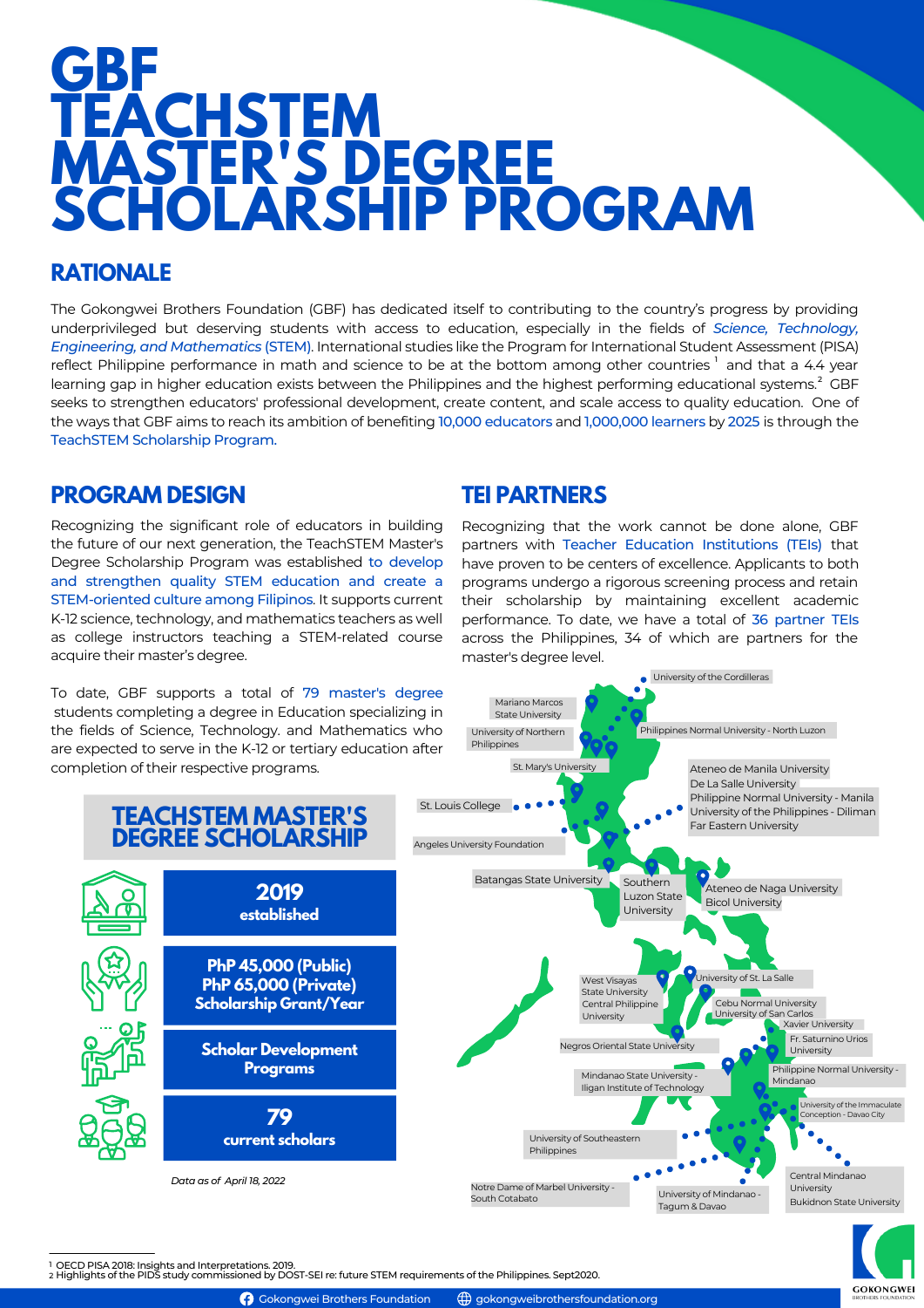# GBF TEACHSTEM MASTER'S DEGREE SCHOLARSHIP PROGRAM

## RATIONALE

The Gokongwei Brothers Foundation (GBF) has dedicated itself to contributing to the country's progress by providing underprivileged but deserving students with access to education, especially in the fields of *Science, Technology, Engineering, and Mathematics* (STEM). International studies like the Program for International Student Assessment (PISA) reflect Philippine performance in math and science to be at the bottom among other countries [1] and that a 4.4 year learning gap in higher education exists between the Philippines and the highest performing educational systems.[2] GBF seeks to strengthen educators' professional development, create content, and scale access to quality education. One of the ways that GBF aims to reach its ambition of benefiting 10,000 educators and 1,000,000 learners by 2025 is through the TeachSTEM Scholarship Program.

## PROGRAM DESIGN

Recognizing the significant role of educators in building the future of our next generation, the TeachSTEM Master's Degree Scholarship Program was established to develop and strengthen quality STEM education and create a STEM-oriented culture among Filipinos. It supports current K-12 science, technology, and mathematics teachers as well as college instructors teaching a STEM-related course acquire their master's degree.

To date, GBF supports a total of 79 master's degree students completing a degree in Education specializing in the fields of Science, Technology. and Mathematics who are expected to serve in the K-12 or tertiary education after completion of their respective programs.

## TEACHSTEM MASTER'S DEGREE SCHOLARSHIP

**2019**
**established**

**PhP 45,000 (Public)**
**PhP 65,000 (Private)**
**Scholarship Grant/Year**

**Scholar Development Programs**

**79**
**current scholars**

*Data as of April 18, 2022*

## TEI PARTNERS

Recognizing that the work cannot be done alone, GBF partners with Teacher Education Institutions (TEIs) that have proven to be centers of excellence. Applicants to both programs undergo a rigorous screening process and retain their scholarship by maintaining excellent academic performance. To date, we have a total of 36 partner TEIs across the Philippines, 34 of which are partners for the master's degree level.

- University of the Cordilleras
- Mariano Marcos State University
- Philippines Normal University - North Luzon
- University of Northern Philippines
- St. Mary's University
- Ateneo de Manila University
- De La Salle University
- Philippine Normal University - Manila
- University of the Philippines - Diliman
- Far Eastern University
- St. Louis College
- Angeles University Foundation
- Batangas State University
- Southern Luzon State University
- Ateneo de Naga University
- Bicol University
- West Visayas State University
- Central Philippine University
- University of St. La Salle
- Cebu Normal University
- University of San Carlos
- Xavier University
- Fr. Saturnino Urios University
- Negros Oriental State University
- Mindanao State University - Iligan Institute of Technology
- Philippine Normal University - Mindanao
- University of the Immaculate Conception - Davao City
- University of Southeastern Philippines
- Central Mindanao University
- Bukidnon State University
- Notre Dame of Marbel University - South Cotabato
- University of Mindanao - Tagum & Davao

---

1 OECD PISA 2018: Insights and Interpretations. 2019.
2 Highlights of the PIDS study commissioned by DOST-SEI re: future STEM requirements of the Philippines. Sept2020.

Gokongwei Brothers Foundation | gokongweibrothersfoundation.org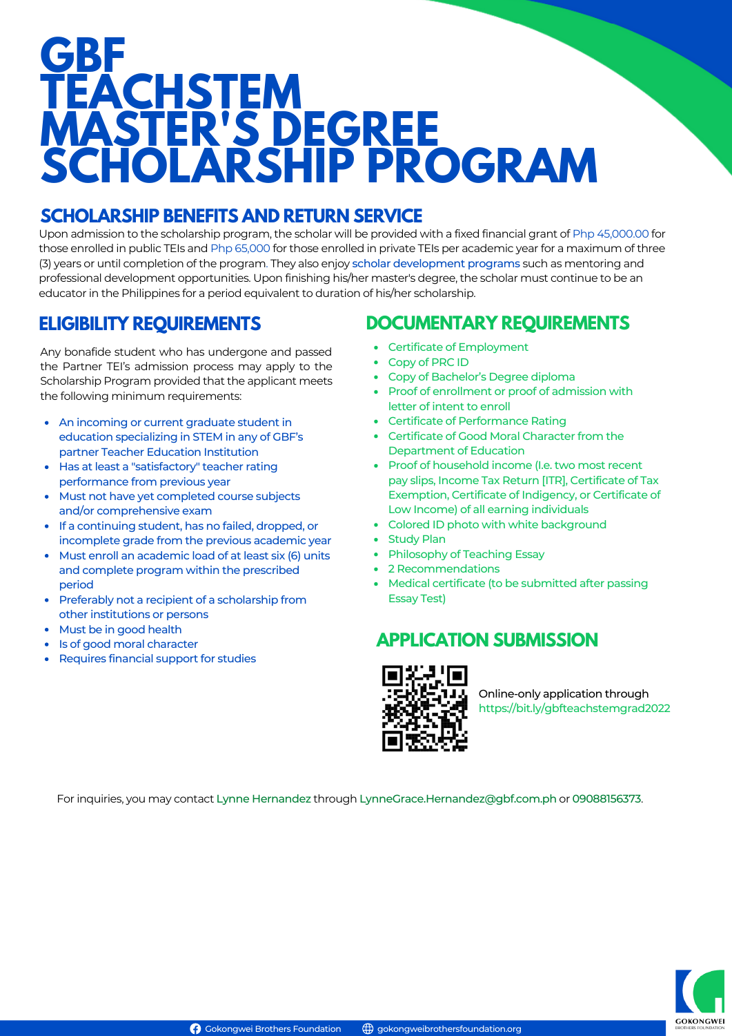# GBF TEACHSTEM MASTER'S DEGREE SCHOLARSHIP PROGRAM

## SCHOLARSHIP BENEFITS AND RETURN SERVICE

Upon admission to the scholarship program, the scholar will be provided with a fixed financial grant of Php 45,000.00 for those enrolled in public TEIs and Php 65,000 for those enrolled in private TEIs per academic year for a maximum of three (3) years or until completion of the program. They also enjoy scholar development programs such as mentoring and professional development opportunities. Upon finishing his/her master's degree, the scholar must continue to be an educator in the Philippines for a period equivalent to duration of his/her scholarship.

## ELIGIBILITY REQUIREMENTS

Any bonafide student who has undergone and passed the Partner TEI's admission process may apply to the Scholarship Program provided that the applicant meets the following minimum requirements:

- An incoming or current graduate student in education specializing in STEM in any of GBF's partner Teacher Education Institution
- Has at least a "satisfactory" teacher rating performance from previous year
- Must not have yet completed course subjects and/or comprehensive exam
- If a continuing student, has no failed, dropped, or incomplete grade from the previous academic year
- Must enroll an academic load of at least six (6) units and complete program within the prescribed period
- Preferably not a recipient of a scholarship from other institutions or persons
- Must be in good health
- Is of good moral character
- Requires financial support for studies

## DOCUMENTARY REQUIREMENTS

- Certificate of Employment
- Copy of PRC ID
- Copy of Bachelor's Degree diploma
- Proof of enrollment or proof of admission with letter of intent to enroll
- Certificate of Performance Rating
- Certificate of Good Moral Character from the Department of Education
- Proof of household income (I.e. two most recent pay slips, Income Tax Return [ITR], Certificate of Tax Exemption, Certificate of Indigency, or Certificate of Low Income) of all earning individuals
- Colored ID photo with white background
- Study Plan
- Philosophy of Teaching Essay
- 2 Recommendations
- Medical certificate (to be submitted after passing Essay Test)

## APPLICATION SUBMISSION

Online-only application through https://bit.ly/gbfteachstemgrad2022

For inquiries, you may contact Lynne Hernandez through LynneGrace.Hernandez@gbf.com.ph or 09088156373.

Gokongwei Brothers Foundation gokongweibrothersfoundation.org